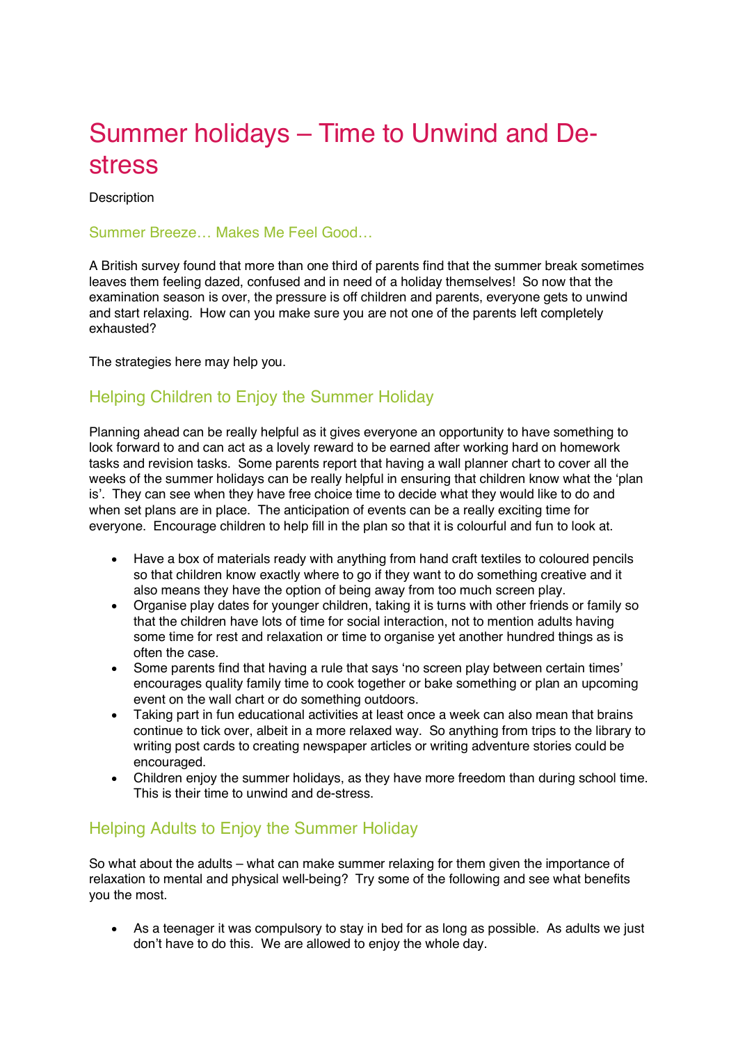# Summer holidays – Time to Unwind and De-stress

Description

### Summer Breeze… Makes Me Feel Good…

A British survey found that more than one third of parents find that the summer break sometimes leaves them feeling dazed, confused and in need of a holiday themselves! So now that the examination season is over, the pressure is off children and parents, everyone gets to unwind and start relaxing. How can you make sure you are not one of the parents left completely exhausted?

The strategies here may help you.

## Helping Children to Enjoy the Summer Holiday

Planning ahead can be really helpful as it gives everyone an opportunity to have something to look forward to and can act as a lovely reward to be earned after working hard on homework tasks and revision tasks. Some parents report that having a wall planner chart to cover all the weeks of the summer holidays can be really helpful in ensuring that children know what the 'plan is'. They can see when they have free choice time to decide what they would like to do and when set plans are in place. The anticipation of events can be a really exciting time for everyone. Encourage children to help fill in the plan so that it is colourful and fun to look at.

- Have a box of materials ready with anything from hand craft textiles to coloured pencils so that children know exactly where to go if they want to do something creative and it also means they have the option of being away from too much screen play.
- Organise play dates for younger children, taking it is turns with other friends or family so that the children have lots of time for social interaction, not to mention adults having some time for rest and relaxation or time to organise yet another hundred things as is often the case.
- Some parents find that having a rule that says 'no screen play between certain times' encourages quality family time to cook together or bake something or plan an upcoming event on the wall chart or do something outdoors.
- Taking part in fun educational activities at least once a week can also mean that brains continue to tick over, albeit in a more relaxed way. So anything from trips to the library to writing post cards to creating newspaper articles or writing adventure stories could be encouraged.
- Children enjoy the summer holidays, as they have more freedom than during school time. This is their time to unwind and de-stress.

## Helping Adults to Enjoy the Summer Holiday

So what about the adults – what can make summer relaxing for them given the importance of relaxation to mental and physical well-being? Try some of the following and see what benefits you the most.

- As a teenager it was compulsory to stay in bed for as long as possible. As adults we just don't have to do this. We are allowed to enjoy the whole day.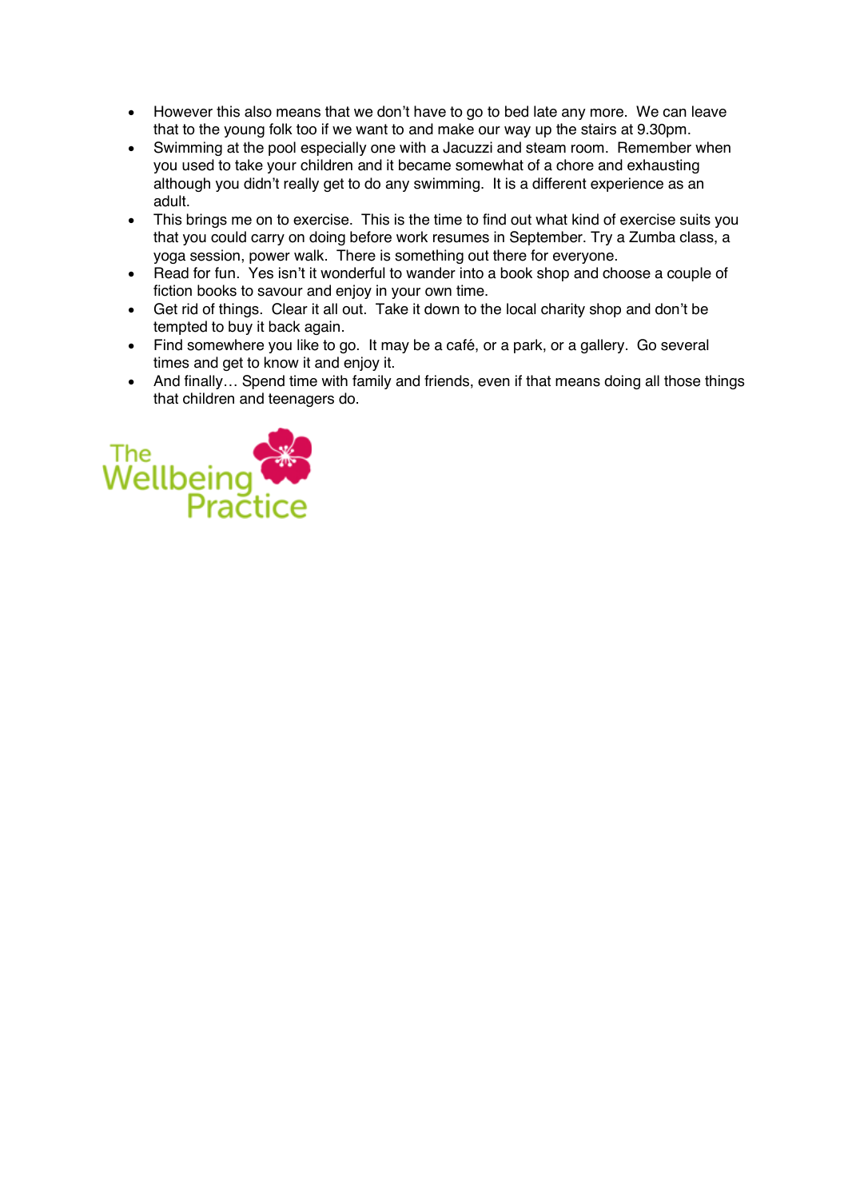- However this also means that we don't have to go to bed late any more. We can leave that to the young folk too if we want to and make our way up the stairs at 9.30pm.
- Swimming at the pool especially one with a Jacuzzi and steam room. Remember when you used to take your children and it became somewhat of a chore and exhausting although you didn't really get to do any swimming. It is a different experience as an adult.
- This brings me on to exercise. This is the time to find out what kind of exercise suits you that you could carry on doing before work resumes in September. Try a Zumba class, a yoga session, power walk. There is something out there for everyone.
- Read for fun. Yes isn't it wonderful to wander into a book shop and choose a couple of fiction books to savour and enjoy in your own time.
- Get rid of things. Clear it all out. Take it down to the local charity shop and don't be tempted to buy it back again.
- Find somewhere you like to go. It may be a café, or a park, or a gallery. Go several times and get to know it and enjoy it.
- And finally… Spend time with family and friends, even if that means doing all those things that children and teenagers do.

The Wellbeing Practice